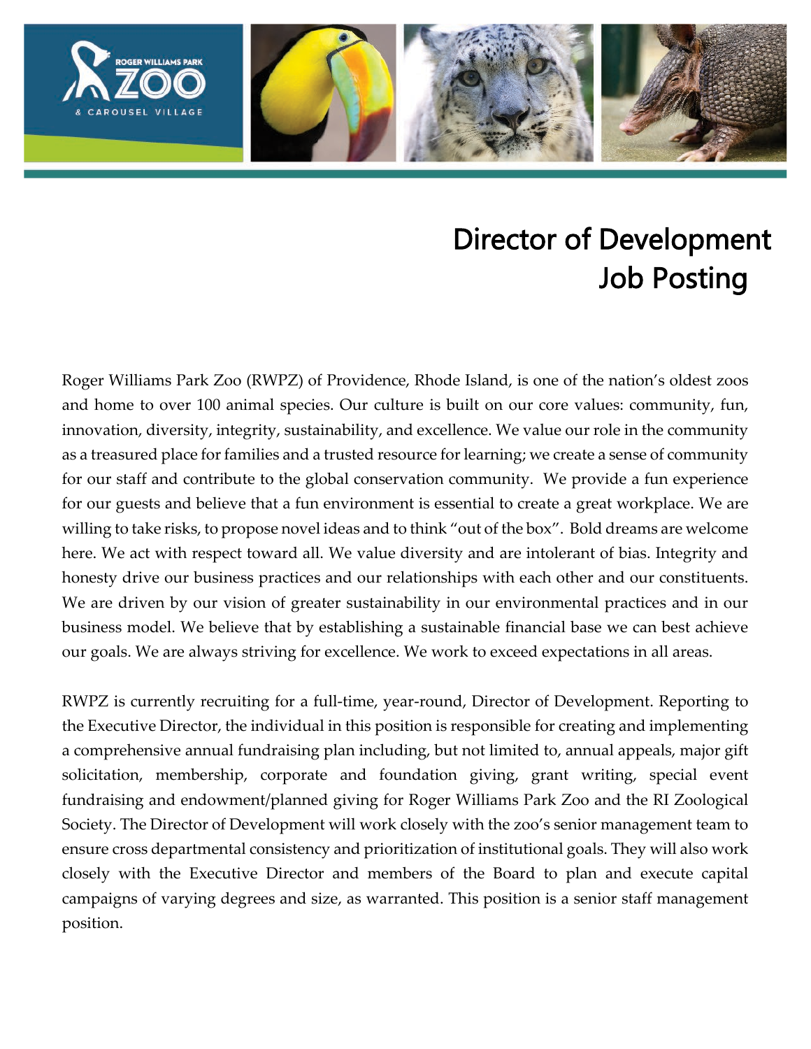# Director of Development Job Posting

Roger Williams Park Zoo (RWPZ) of Providence, Rhode Island, is one of the nation's oldest zoos and home to over 100 animal species. Our culture is built on our core values: community, fun, innovation, diversity, integrity, sustainability, and excellence. We value our role in the community as a treasured place for families and a trusted resource for learning; we create a sense of community for our staff and contribute to the global conservation community. We provide a fun experience for our guests and believe that a fun environment is essential to create a great workplace. We are willing to take risks, to propose novel ideas and to think "out of the box". Bold dreams are welcome here. We act with respect toward all. We value diversity and are intolerant of bias. Integrity and honesty drive our business practices and our relationships with each other and our constituents. We are driven by our vision of greater sustainability in our environmental practices and in our business model. We believe that by establishing a sustainable financial base we can best achieve our goals. We are always striving for excellence. We work to exceed expectations in all areas.

RWPZ is currently recruiting for a full-time, year-round, Director of Development. Reporting to the Executive Director, the individual in this position is responsible for creating and implementing a comprehensive annual fundraising plan including, but not limited to, annual appeals, major gift solicitation, membership, corporate and foundation giving, grant writing, special event fundraising and endowment/planned giving for Roger Williams Park Zoo and the RI Zoological Society. The Director of Development will work closely with the zoo's senior management team to ensure cross departmental consistency and prioritization of institutional goals. They will also work closely with the Executive Director and members of the Board to plan and execute capital campaigns of varying degrees and size, as warranted. This position is a senior staff management position.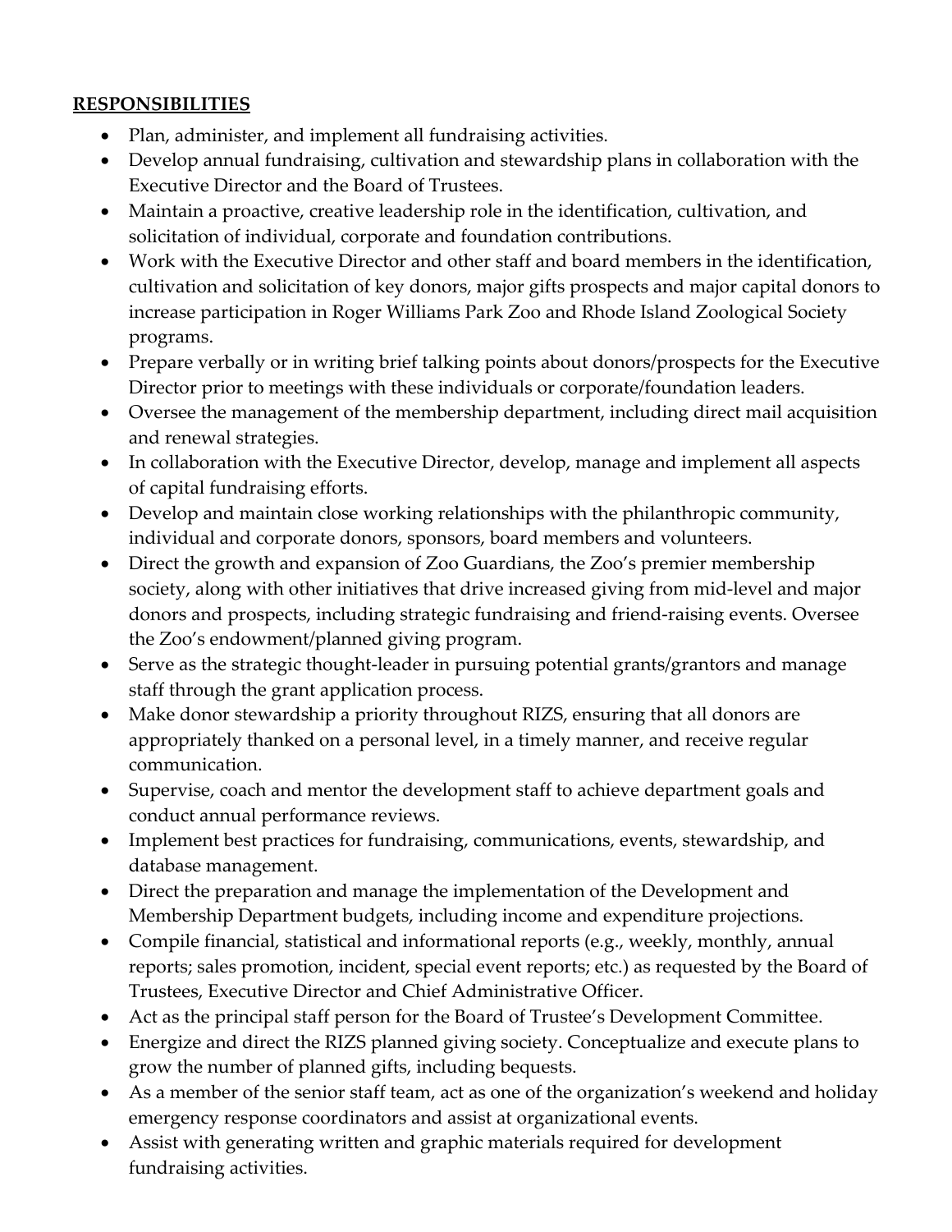**RESPONSIBILITIES**

- Plan, administer, and implement all fundraising activities.
- Develop annual fundraising, cultivation and stewardship plans in collaboration with the Executive Director and the Board of Trustees.
- Maintain a proactive, creative leadership role in the identification, cultivation, and solicitation of individual, corporate and foundation contributions.
- Work with the Executive Director and other staff and board members in the identification, cultivation and solicitation of key donors, major gifts prospects and major capital donors to increase participation in Roger Williams Park Zoo and Rhode Island Zoological Society programs.
- Prepare verbally or in writing brief talking points about donors/prospects for the Executive Director prior to meetings with these individuals or corporate/foundation leaders.
- Oversee the management of the membership department, including direct mail acquisition and renewal strategies.
- In collaboration with the Executive Director, develop, manage and implement all aspects of capital fundraising efforts.
- Develop and maintain close working relationships with the philanthropic community, individual and corporate donors, sponsors, board members and volunteers.
- Direct the growth and expansion of Zoo Guardians, the Zoo's premier membership society, along with other initiatives that drive increased giving from mid-level and major donors and prospects, including strategic fundraising and friend-raising events. Oversee the Zoo's endowment/planned giving program.
- Serve as the strategic thought-leader in pursuing potential grants/grantors and manage staff through the grant application process.
- Make donor stewardship a priority throughout RIZS, ensuring that all donors are appropriately thanked on a personal level, in a timely manner, and receive regular communication.
- Supervise, coach and mentor the development staff to achieve department goals and conduct annual performance reviews.
- Implement best practices for fundraising, communications, events, stewardship, and database management.
- Direct the preparation and manage the implementation of the Development and Membership Department budgets, including income and expenditure projections.
- Compile financial, statistical and informational reports (e.g., weekly, monthly, annual reports; sales promotion, incident, special event reports; etc.) as requested by the Board of Trustees, Executive Director and Chief Administrative Officer.
- Act as the principal staff person for the Board of Trustee's Development Committee.
- Energize and direct the RIZS planned giving society. Conceptualize and execute plans to grow the number of planned gifts, including bequests.
- As a member of the senior staff team, act as one of the organization's weekend and holiday emergency response coordinators and assist at organizational events.
- Assist with generating written and graphic materials required for development fundraising activities.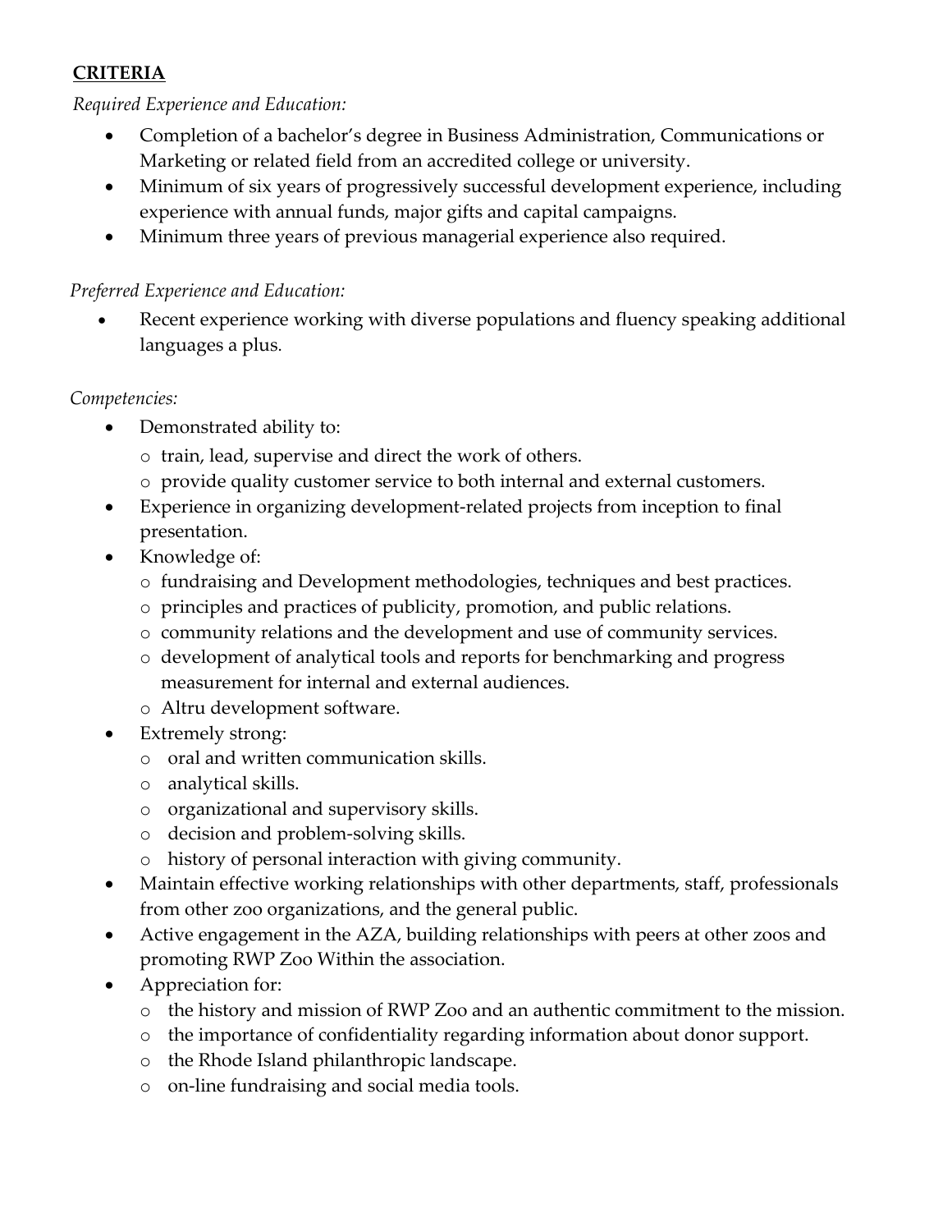**CRITERIA**

*Required Experience and Education:*

- Completion of a bachelor's degree in Business Administration, Communications or Marketing or related field from an accredited college or university.
- Minimum of six years of progressively successful development experience, including experience with annual funds, major gifts and capital campaigns.
- Minimum three years of previous managerial experience also required.

*Preferred Experience and Education:*

- Recent experience working with diverse populations and fluency speaking additional languages a plus.

*Competencies:*

- Demonstrated ability to:
  - train, lead, supervise and direct the work of others.
  - provide quality customer service to both internal and external customers.
- Experience in organizing development-related projects from inception to final presentation.
- Knowledge of:
  - fundraising and Development methodologies, techniques and best practices.
  - principles and practices of publicity, promotion, and public relations.
  - community relations and the development and use of community services.
  - development of analytical tools and reports for benchmarking and progress measurement for internal and external audiences.
  - Altru development software.
- Extremely strong:
  - oral and written communication skills.
  - analytical skills.
  - organizational and supervisory skills.
  - decision and problem-solving skills.
  - history of personal interaction with giving community.
- Maintain effective working relationships with other departments, staff, professionals from other zoo organizations, and the general public.
- Active engagement in the AZA, building relationships with peers at other zoos and promoting RWP Zoo Within the association.
- Appreciation for:
  - the history and mission of RWP Zoo and an authentic commitment to the mission.
  - the importance of confidentiality regarding information about donor support.
  - the Rhode Island philanthropic landscape.
  - on-line fundraising and social media tools.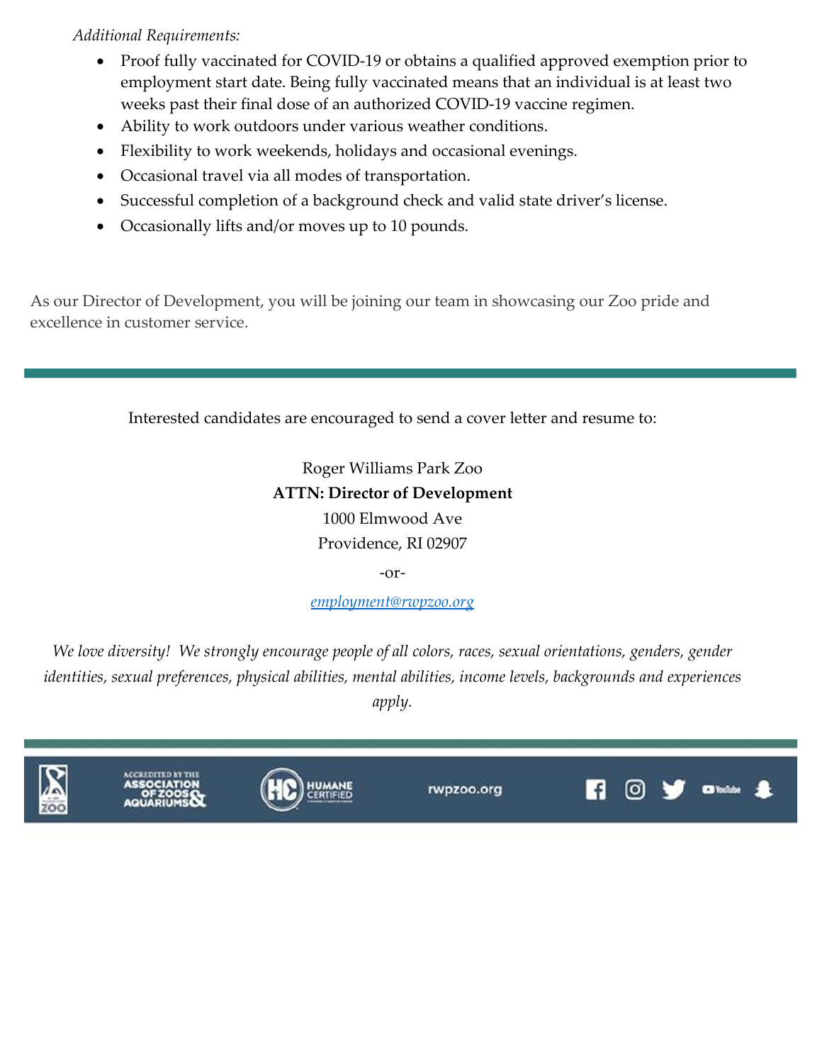*Additional Requirements:*

- Proof fully vaccinated for COVID-19 or obtains a qualified approved exemption prior to employment start date. Being fully vaccinated means that an individual is at least two weeks past their final dose of an authorized COVID-19 vaccine regimen.
- Ability to work outdoors under various weather conditions.
- Flexibility to work weekends, holidays and occasional evenings.
- Occasional travel via all modes of transportation.
- Successful completion of a background check and valid state driver's license.
- Occasionally lifts and/or moves up to 10 pounds.

As our Director of Development, you will be joining our team in showcasing our Zoo pride and excellence in customer service.

---

Interested candidates are encouraged to send a cover letter and resume to:

Roger Williams Park Zoo
**ATTN: Director of Development**
1000 Elmwood Ave
Providence, RI 02907

-or-

*employment@rwpzoo.org*

*We love diversity! We strongly encourage people of all colors, races, sexual orientations, genders, gender identities, sexual preferences, physical abilities, mental abilities, income levels, backgrounds and experiences apply.*

---

ACCREDITED BY THE ASSOCIATION OF ZOOS & AQUARIUMS

HUMANE CERTIFIED

rwpzoo.org